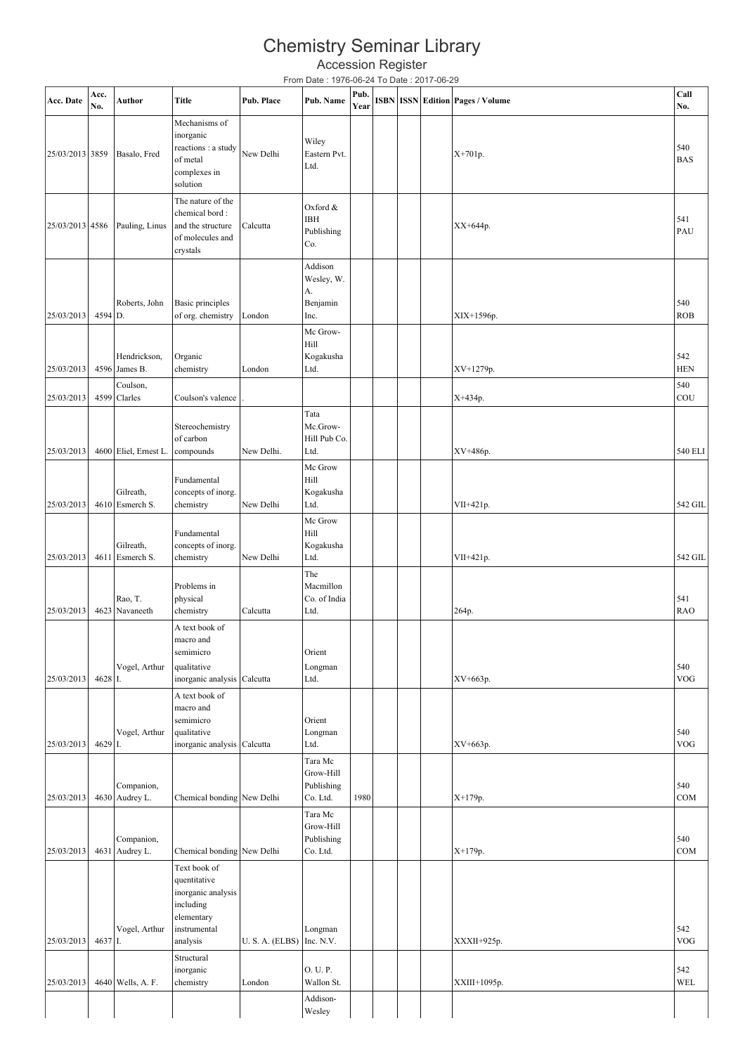# Chemistry Seminar Library

## Accession Register

From Date : 1976-06-24 To Date : 2017-06-29

| Acc. Date | Acc. No. | Author | Title | Pub. Place | Pub. Name | Pub. Year | ISBN | ISSN | Edition | Pages / Volume | Call No. |
|---|---|---|---|---|---|---|---|---|---|---|---|
| 25/03/2013 | 3859 | Basalo, Fred | Mechanisms of inorganic reactions : a study of metal complexes in solution | New Delhi | Wiley Eastern Pvt. Ltd. | | | | | X+701p. | 540 BAS |
| 25/03/2013 | 4586 | Pauling, Linus | The nature of the chemical bord : and the structure of molecules and crystals | Calcutta | Oxford & IBH Publishing Co. | | | | | XX+644p. | 541 PAU |
| 25/03/2013 | 4594 | Roberts, John D. | Basic principles of org. chemistry | London | Addison Wesley, W. A. Benjamin Inc. | | | | | XIX+1596p. | 540 ROB |
| 25/03/2013 | 4596 | Hendrickson, James B. | Organic chemistry | London | Mc Grow-Hill Kogakusha Ltd. | | | | | XV+1279p. | 542 HEN |
| 25/03/2013 | 4599 | Coulson, Clarles | Coulson's valence | . | | | | | | X+434p. | 540 COU |
| 25/03/2013 | 4600 | Eliel, Ernest L. | Stereochemistry of carbon compounds | New Delhi. | Tata Mc.Grow-Hill Pub Co. Ltd. | | | | | XV+486p. | 540 ELI |
| 25/03/2013 | 4610 | Gilreath, Esmerch S. | Fundamental concepts of inorg. chemistry | New Delhi | Mc Grow Hill Kogakusha Ltd. | | | | | VII+421p. | 542 GIL |
| 25/03/2013 | 4611 | Gilreath, Esmerch S. | Fundamental concepts of inorg. chemistry | New Delhi | Mc Grow Hill Kogakusha Ltd. | | | | | VII+421p. | 542 GIL |
| 25/03/2013 | 4623 | Rao, T. Navaneeth | Problems in physical chemistry | Calcutta | The Macmillon Co. of India Ltd. | | | | | 264p. | 541 RAO |
| 25/03/2013 | 4628 | Vogel, Arthur I. | A text book of macro and semimicro qualitative inorganic analysis | Calcutta | Orient Longman Ltd. | | | | | XV+663p. | 540 VOG |
| 25/03/2013 | 4629 | Vogel, Arthur I. | A text book of macro and semimicro qualitative inorganic analysis | Calcutta | Orient Longman Ltd. | | | | | XV+663p. | 540 VOG |
| 25/03/2013 | 4630 | Companion, Audrey L. | Chemical bonding | New Delhi | Tara Mc Grow-Hill Publishing Co. Ltd. | 1980 | | | | X+179p. | 540 COM |
| 25/03/2013 | 4631 | Companion, Audrey L. | Chemical bonding | New Delhi | Tara Mc Grow-Hill Publishing Co. Ltd. | | | | | X+179p. | 540 COM |
| 25/03/2013 | 4637 | Vogel, Arthur I. | Text book of quantitative inorganic analysis including elementary instrumental analysis | U. S. A. (ELBS) | Longman Inc. N.V. | | | | | XXXII+925p. | 542 VOG |
| 25/03/2013 | 4640 | Wells, A. F. | Structural inorganic chemistry | London | O. U. P. Wallon St. | | | | | XXIII+1095p. | 542 WEL |
| | | | | | Addison-Wesley | | | | | | |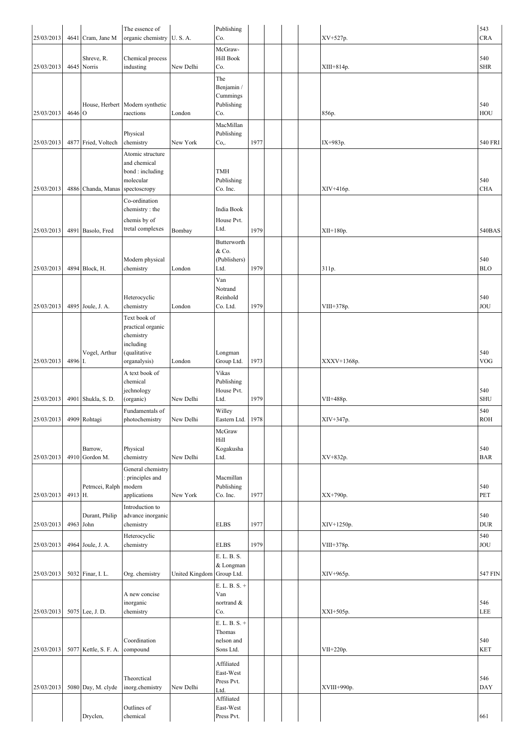| | | | | | | | | | | | |
|---|---|---|---|---|---|---|---|---|---|---|---|
| 25/03/2013 | 4641 | Cram, Jane M | The essence of organic chemistry | U. S. A. | Publishing Co. | | | | | XV+527p. | 543 CRA |
| 25/03/2013 | 4645 | Shreve, R. Norris | Chemical process industing | New Delhi | McGraw-Hill Book Co. | | | | | XIII+814p. | 540 SHR |
| 25/03/2013 | 4646 | House, Herbert O | Modern synthetic raections | London | The Benjamin / Cummings Publishing Co. | | | | | 856p. | 540 HOU |
| 25/03/2013 | 4877 | Fried, Voltech | Physical chemistry | New York | MacMillan Publishing Co,. | 1977 | | | | IX+983p. | 540 FRI |
| 25/03/2013 | 4886 | Chanda, Manas | Atomic structure and chemical bond : including molecular spectoscropy | | TMH Publishing Co. Inc. | | | | | XIV+416p. | 540 CHA |
| 25/03/2013 | 4891 | Basolo, Fred | Co-ordination chemistry : the chemis by of tretal complexes | Bombay | India Book House Pvt. Ltd. | 1979 | | | | XII+180p. | 540BAS |
| 25/03/2013 | 4894 | Block, H. | Modern physical chemistry | London | Butterworth & Co. (Publishers) Ltd. | 1979 | | | | 311p. | 540 BLO |
| 25/03/2013 | 4895 | Joule, J. A. | Heterocyclic chemistry | London | Van Notrand Reinhold Co. Ltd. | 1979 | | | | VIII+378p. | 540 JOU |
| 25/03/2013 | 4896 | Vogel, Arthur I. | Text book of practical organic chemistry including (qualitative organalysis) | London | Longman Group Ltd. | 1973 | | | | XXXV+1368p. | 540 VOG |
| 25/03/2013 | 4901 | Shukla, S. D. | A text book of chemical jechnology (organic) | New Delhi | Vikas Publishing House Pvt. Ltd. | 1979 | | | | VII+488p. | 540 SHU |
| 25/03/2013 | 4909 | Rohtagi | Fundamentals of photochemistry | New Delhi | Willey Eastern Ltd. | 1978 | | | | XIV+347p. | 540 ROH |
| 25/03/2013 | 4910 | Barrow, Gordon M. | Physical chemistry | New Delhi | McGraw Hill Kogakusha Ltd. | | | | | XV+832p. | 540 BAR |
| 25/03/2013 | 4913 | Petrncei, Ralph H. | General chemistry : principles and modern applications | New York | Macmillan Publishing Co. Inc. | 1977 | | | | XX+790p. | 540 PET |
| 25/03/2013 | 4963 | Durant, Philip John | Introduction to advance inorganic chemistry | | ELBS | 1977 | | | | XIV+1250p. | 540 DUR |
| 25/03/2013 | 4964 | Joule, J. A. | Heterocyclic chemistry | | ELBS | 1979 | | | | VIII+378p. | 540 JOU |
| 25/03/2013 | 5032 | Finar, I. L. | Org. chemistry | United Kingdom | E. L. B. S. & Longman Group Ltd. | | | | | XIV+965p. | 547 FIN |
| 25/03/2013 | 5075 | Lee, J. D. | A new concise inorganic chemistry | | E. L. B. S. + Van nortrand & Co. | | | | | XXI+505p. | 546 LEE |
| 25/03/2013 | 5077 | Kettle, S. F. A. | Coordination compound | | E. L. B. S. + Thomas nelson and Sons Ltd. | | | | | VII+220p. | 540 KET |
| 25/03/2013 | 5080 | Day, M. clyde | Theorctical inorg.chemistry | New Delhi | Affiliated East-West Press Pvt. Ltd. | | | | | XVIII+990p. | 546 DAY |
| | | Dryclen, | Outlines of chemical | | Affiliated East-West Press Pvt. | | | | | | 661 |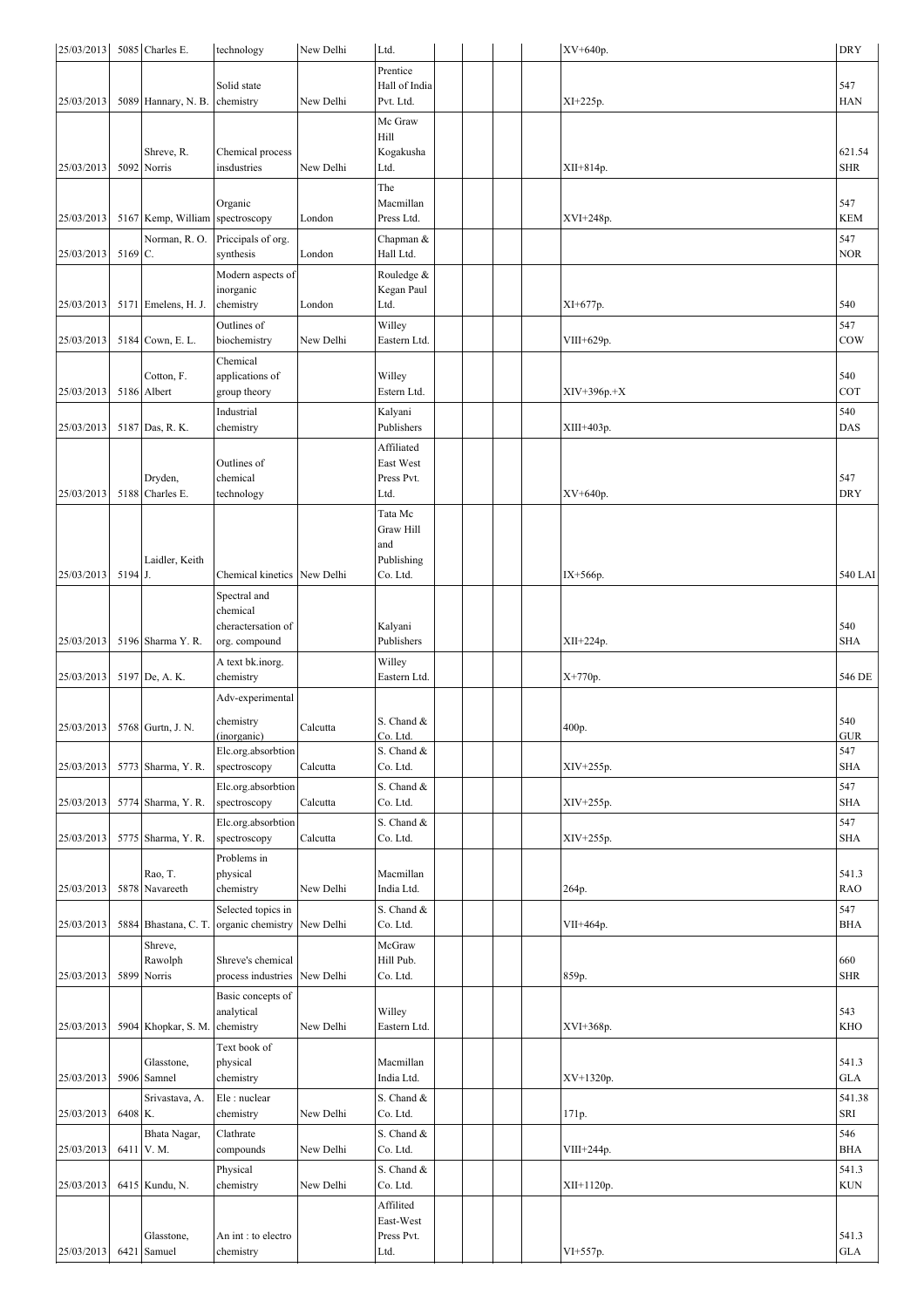| | | | | | | | | | | | |
|---|---|---|---|---|---|---|---|---|---|---|---|
| 25/03/2013 | 5085 | Charles E. | technology | New Delhi | Ltd. | | | | | XV+640p. | DRY |
| 25/03/2013 | 5089 | Hannary, N. B. | Solid state chemistry | New Delhi | Prentice Hall of India Pvt. Ltd. | | | | | XI+225p. | 547 HAN |
| 25/03/2013 | 5092 | Shreve, R. Norris | Chemical process insdustries | New Delhi | Mc Graw Hill Kogakusha Ltd. | | | | | XII+814p. | 621.54 SHR |
| 25/03/2013 | 5167 | Kemp, William | Organic spectroscopy | London | The Macmillan Press Ltd. | | | | | XVI+248p. | 547 KEM |
| 25/03/2013 | 5169 | Norman, R. O. C. | Priccipals of org. synthesis | London | Chapman & Hall Ltd. | | | | | | 547 NOR |
| 25/03/2013 | 5171 | Emelens, H. J. | Modern aspects of inorganic chemistry | London | Rouledge & Kegan Paul Ltd. | | | | | XI+677p. | 540 |
| 25/03/2013 | 5184 | Cown, E. L. | Outlines of biochemistry | New Delhi | Willey Eastern Ltd. | | | | | VIII+629p. | 547 COW |
| 25/03/2013 | 5186 | Cotton, F. Albert | Chemical applications of group theory | | Willey Estern Ltd. | | | | | XIV+396p.+X | 540 COT |
| 25/03/2013 | 5187 | Das, R. K. | Industrial chemistry | | Kalyani Publishers | | | | | XIII+403p. | 540 DAS |
| 25/03/2013 | 5188 | Dryden, Charles E. | Outlines of chemical technology | | Affiliated East West Press Pvt. Ltd. | | | | | XV+640p. | 547 DRY |
| 25/03/2013 | 5194 | Laidler, Keith J. | Chemical kinetics | New Delhi | Tata Mc Graw Hill and Publishing Co. Ltd. | | | | | IX+566p. | 540 LAI |
| 25/03/2013 | 5196 | Sharma Y. R. | Spectral and chemical cheractersation of org. compound | | Kalyani Publishers | | | | | XII+224p. | 540 SHA |
| 25/03/2013 | 5197 | De, A. K. | A text bk.inorg. chemistry | | Willey Eastern Ltd. | | | | | X+770p. | 546 DE |
| 25/03/2013 | 5768 | Gurtn, J. N. | Adv-experimental chemistry (inorganic) | Calcutta | S. Chand & Co. Ltd. | | | | | 400p. | 540 GUR |
| 25/03/2013 | 5773 | Sharma, Y. R. | Elc.org.absorbtion spectroscopy | Calcutta | S. Chand & Co. Ltd. | | | | | XIV+255p. | 547 SHA |
| 25/03/2013 | 5774 | Sharma, Y. R. | Elc.org.absorbtion spectroscopy | Calcutta | S. Chand & Co. Ltd. | | | | | XIV+255p. | 547 SHA |
| 25/03/2013 | 5775 | Sharma, Y. R. | Elc.org.absorbtion spectroscopy | Calcutta | S. Chand & Co. Ltd. | | | | | XIV+255p. | 547 SHA |
| 25/03/2013 | 5878 | Rao, T. Navareeth | Problems in physical chemistry | New Delhi | Macmillan India Ltd. | | | | | 264p. | 541.3 RAO |
| 25/03/2013 | 5884 | Bhastana, C. T. | Selected topics in organic chemistry | New Delhi | S. Chand & Co. Ltd. | | | | | VII+464p. | 547 BHA |
| 25/03/2013 | 5899 | Shreve, Rawolph Norris | Shreve's chemical process industries | New Delhi | McGraw Hill Pub. Co. Ltd. | | | | | 859p. | 660 SHR |
| 25/03/2013 | 5904 | Khopkar, S. M. | Basic concepts of analytical chemistry | New Delhi | Willey Eastern Ltd. | | | | | XVI+368p. | 543 KHO |
| 25/03/2013 | 5906 | Glasstone, Samnel | Text book of physical chemistry | | Macmillan India Ltd. | | | | | XV+1320p. | 541.3 GLA |
| 25/03/2013 | 6408 | Srivastava, A. K. | Ele : nuclear chemistry | New Delhi | S. Chand & Co. Ltd. | | | | | 171p. | 541.38 SRI |
| 25/03/2013 | 6411 | Bhata Nagar, V. M. | Clathrate compounds | New Delhi | S. Chand & Co. Ltd. | | | | | VIII+244p. | 546 BHA |
| 25/03/2013 | 6415 | Kundu, N. | Physical chemistry | New Delhi | S. Chand & Co. Ltd. | | | | | XII+1120p. | 541.3 KUN |
| 25/03/2013 | 6421 | Glasstone, Samuel | An int : to electro chemistry | | Affilited East-West Press Pvt. Ltd. | | | | | VI+557p. | 541.3 GLA |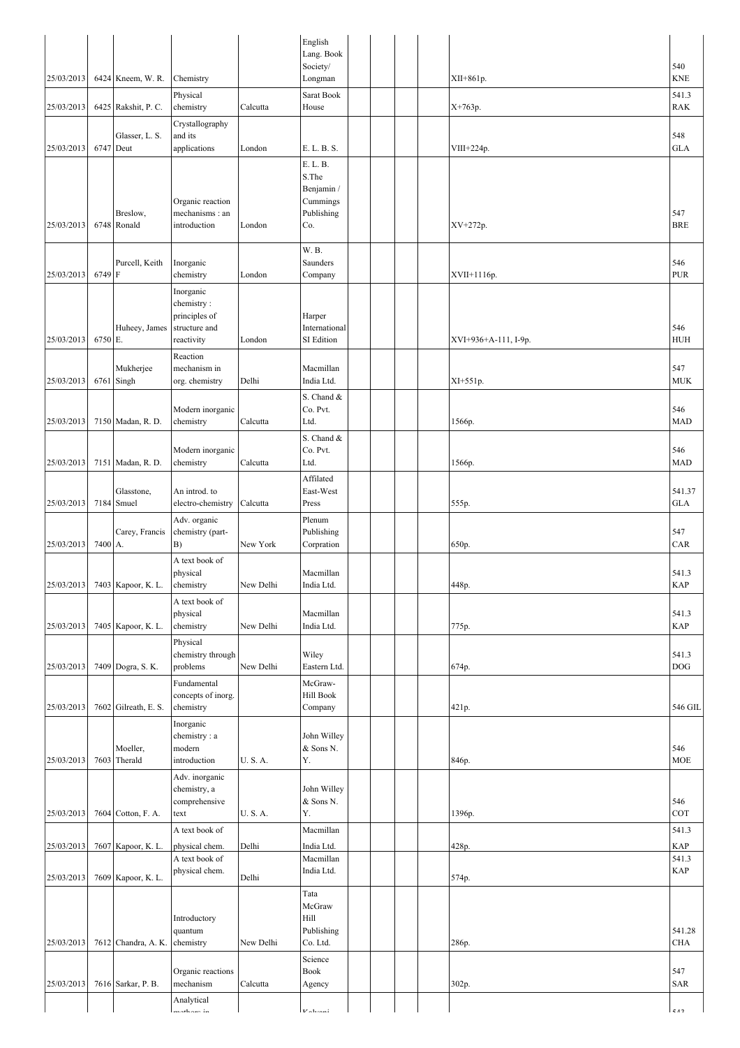| 25/03/2013 | 6424 | Kneem, W. R. | Chemistry | | English Lang. Book Society/ Longman | | | | | XII+861p. | 540 KNE |
|---|---|---|---|---|---|---|---|---|---|---|---|
| 25/03/2013 | 6425 | Rakshit, P. C. | Physical chemistry | Calcutta | Sarat Book House | | | | | X+763p. | 541.3 RAK |
| 25/03/2013 | 6747 | Glasser, L. S. Deut | Crystallography and its applications | London | E. L. B. S. | | | | | VIII+224p. | 548 GLA |
| 25/03/2013 | 6748 | Breslow, Ronald | Organic reaction mechanisms : an introduction | London | E. L. B. S.The Benjamin / Cummings Publishing Co. | | | | | XV+272p. | 547 BRE |
| 25/03/2013 | 6749 | Purcell, Keith F | Inorganic chemistry | London | W. B. Saunders Company | | | | | XVII+1116p. | 546 PUR |
| 25/03/2013 | 6750 | Huheey, James E. | Inorganic chemistry : principles of structure and reactivity | London | Harper International SI Edition | | | | | XVI+936+A-111, I-9p. | 546 HUH |
| 25/03/2013 | 6761 | Mukherjee Singh | Reaction mechanism in org. chemistry | Delhi | Macmillan India Ltd. | | | | | XI+551p. | 547 MUK |
| 25/03/2013 | 7150 | Madan, R. D. | Modern inorganic chemistry | Calcutta | S. Chand & Co. Pvt. Ltd. | | | | | 1566p. | 546 MAD |
| 25/03/2013 | 7151 | Madan, R. D. | Modern inorganic chemistry | Calcutta | S. Chand & Co. Pvt. Ltd. | | | | | 1566p. | 546 MAD |
| 25/03/2013 | 7184 | Glasstone, Smuel | An introd. to electro-chemistry | Calcutta | Affilated East-West Press | | | | | 555p. | 541.37 GLA |
| 25/03/2013 | 7400 | Carey, Francis A. | Adv. organic chemistry (part-B) | New York | Plenum Publishing Corpration | | | | | 650p. | 547 CAR |
| 25/03/2013 | 7403 | Kapoor, K. L. | A text book of physical chemistry | New Delhi | Macmillan India Ltd. | | | | | 448p. | 541.3 KAP |
| 25/03/2013 | 7405 | Kapoor, K. L. | A text book of physical chemistry | New Delhi | Macmillan India Ltd. | | | | | 775p. | 541.3 KAP |
| 25/03/2013 | 7409 | Dogra, S. K. | Physical chemistry through problems | New Delhi | Wiley Eastern Ltd. | | | | | 674p. | 541.3 DOG |
| 25/03/2013 | 7602 | Gilreath, E. S. | Fundamental concepts of inorg. chemistry | | McGraw-Hill Book Company | | | | | 421p. | 546 GIL |
| 25/03/2013 | 7603 | Moeller, Therald | Inorganic chemistry : a modern introduction | U. S. A. | John Willey & Sons N. Y. | | | | | 846p. | 546 MOE |
| 25/03/2013 | 7604 | Cotton, F. A. | Adv. inorganic chemistry, a comprehensive text | U. S. A. | John Willey & Sons N. Y. | | | | | 1396p. | 546 COT |
| 25/03/2013 | 7607 | Kapoor, K. L. | A text book of physical chem. | Delhi | Macmillan India Ltd. | | | | | 428p. | 541.3 KAP |
| 25/03/2013 | 7609 | Kapoor, K. L. | A text book of physical chem. | Delhi | Macmillan India Ltd. | | | | | 574p. | 541.3 KAP |
| 25/03/2013 | 7612 | Chandra, A. K. | Introductory quantum chemistry | New Delhi | Tata McGraw Hill Publishing Co. Ltd. | | | | | 286p. | 541.28 CHA |
| 25/03/2013 | 7616 | Sarkar, P. B. | Organic reactions mechanism | Calcutta | Science Book Agency | | | | | 302p. | 547 SAR |
| | | | Analytical methods in | | Kalyani | | | | | | 543 |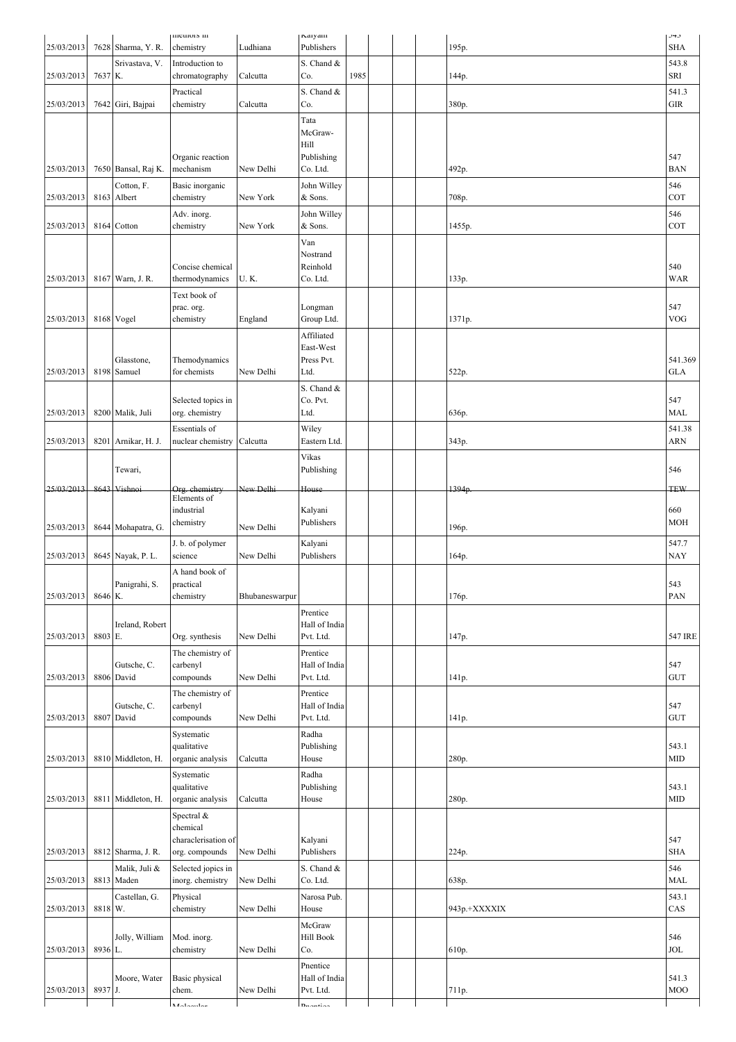| 25/03/2013 | 7628 | Sharma, Y. R. | methods in chemistry | Ludhiana | Kalyani Publishers | | | | | 195p. | 543 SHA |
|---|---|---|---|---|---|---|---|---|---|---|---|
| 25/03/2013 | 7637 | Srivastava, V. K. | Introduction to chromatography | Calcutta | S. Chand & Co. | 1985 | | | | 144p. | 543.8 SRI |
| 25/03/2013 | 7642 | Giri, Bajpai | Practical chemistry | Calcutta | S. Chand & Co. | | | | | 380p. | 541.3 GIR |
| 25/03/2013 | 7650 | Bansal, Raj K. | Organic reaction mechanism | New Delhi | Tata McGraw-Hill Publishing Co. Ltd. | | | | | 492p. | 547 BAN |
| 25/03/2013 | 8163 | Cotton, F. Albert | Basic inorganic chemistry | New York | John Willey & Sons. | | | | | 708p. | 546 COT |
| 25/03/2013 | 8164 | Cotton | Adv. inorg. chemistry | New York | John Willey & Sons. | | | | | 1455p. | 546 COT |
| 25/03/2013 | 8167 | Warn, J. R. | Concise chemical thermodynamics | U. K. | Van Nostrand Reinhold Co. Ltd. | | | | | 133p. | 540 WAR |
| 25/03/2013 | 8168 | Vogel | Text book of prac. org. chemistry | England | Longman Group Ltd. | | | | | 1371p. | 547 VOG |
| 25/03/2013 | 8198 | Glasstone, Samuel | Themodynamics for chemists | New Delhi | Affiliated East-West Press Pvt. Ltd. | | | | | 522p. | 541.369 GLA |
| 25/03/2013 | 8200 | Malik, Juli | Selected topics in org. chemistry | | S. Chand & Co. Pvt. Ltd. | | | | | 636p. | 547 MAL |
| 25/03/2013 | 8201 | Arnikar, H. J. | Essentials of nuclear chemistry | Calcutta | Wiley Eastern Ltd. | | | | | 343p. | 541.38 ARN |
| 25/03/2013 | 8643 | Tewari, Vishnoi | Org. chemistry | New Delhi | Vikas Publishing House | | | | | 1394p. | 546 TEW |
| 25/03/2013 | 8644 | Mohapatra, G. | Elements of industrial chemistry | New Delhi | Kalyani Publishers | | | | | 196p. | 660 MOH |
| 25/03/2013 | 8645 | Nayak, P. L. | J. b. of polymer science | New Delhi | Kalyani Publishers | | | | | 164p. | 547.7 NAY |
| 25/03/2013 | 8646 | Panigrahi, S. K. | A hand book of practical chemistry | Bhubaneswarpur | | | | | | 176p. | 543 PAN |
| 25/03/2013 | 8803 | Ireland, Robert E. | Org. synthesis | New Delhi | Prentice Hall of India Pvt. Ltd. | | | | | 147p. | 547 IRE |
| 25/03/2013 | 8806 | Gutsche, C. David | The chemistry of carbenyl compounds | New Delhi | Prentice Hall of India Pvt. Ltd. | | | | | 141p. | 547 GUT |
| 25/03/2013 | 8807 | Gutsche, C. David | The chemistry of carbenyl compounds | New Delhi | Prentice Hall of India Pvt. Ltd. | | | | | 141p. | 547 GUT |
| 25/03/2013 | 8810 | Middleton, H. | Systematic qualitative organic analysis | Calcutta | Radha Publishing House | | | | | 280p. | 543.1 MID |
| 25/03/2013 | 8811 | Middleton, H. | Systematic qualitative organic analysis | Calcutta | Radha Publishing House | | | | | 280p. | 543.1 MID |
| 25/03/2013 | 8812 | Sharma, J. R. | Spectral & chemical characlerisation of org. compounds | New Delhi | Kalyani Publishers | | | | | 224p. | 547 SHA |
| 25/03/2013 | 8813 | Malik, Juli & Maden | Selected jopics in inorg. chemistry | New Delhi | S. Chand & Co. Ltd. | | | | | 638p. | 546 MAL |
| 25/03/2013 | 8818 | Castellan, G. W. | Physical chemistry | New Delhi | Narosa Pub. House | | | | | 943p.+XXXXIX | 543.1 CAS |
| 25/03/2013 | 8936 | Jolly, William L. | Mod. inorg. chemistry | New Delhi | McGraw Hill Book Co. | | | | | 610p. | 546 JOL |
| 25/03/2013 | 8937 | Moore, Water J. | Basic physical chem. | New Delhi | Pnentice Hall of India Pvt. Ltd. | | | | | 711p. | 541.3 MOO |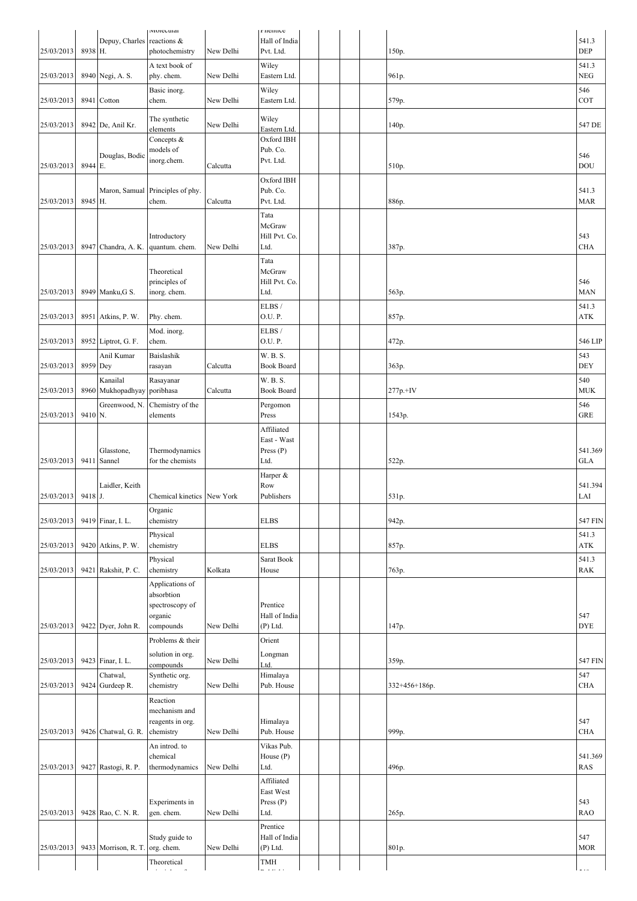| | | | | | | | | | | | |
|---|---|---|---|---|---|---|---|---|---|---|---|
| 25/03/2013 | 8938 | Depuy, Charles H. | Molecular reactions & photochemistry | New Delhi | Prentice Hall of India Pvt. Ltd. | | | | | 150p. | 541.3 DEP |
| 25/03/2013 | 8940 | Negi, A. S. | A text book of phy. chem. | New Delhi | Wiley Eastern Ltd. | | | | | 961p. | 541.3 NEG |
| 25/03/2013 | 8941 | Cotton | Basic inorg. chem. | New Delhi | Wiley Eastern Ltd. | | | | | 579p. | 546 COT |
| 25/03/2013 | 8942 | De, Anil Kr. | The synthetic elements | New Delhi | Wiley Eastern Ltd. | | | | | 140p. | 547 DE |
| 25/03/2013 | 8944 | Douglas, Bodic E. | Concepts & models of inorg.chem. | Calcutta | Oxford IBH Pub. Co. Pvt. Ltd. | | | | | 510p. | 546 DOU |
| 25/03/2013 | 8945 | Maron, Samual H. | Principles of phy. chem. | Calcutta | Oxford IBH Pub. Co. Pvt. Ltd. | | | | | 886p. | 541.3 MAR |
| 25/03/2013 | 8947 | Chandra, A. K. | Introductory quantum. chem. | New Delhi | Tata McGraw Hill Pvt. Co. Ltd. | | | | | 387p. | 543 CHA |
| 25/03/2013 | 8949 | Manku,G S. | Theoretical principles of inorg. chem. | | Tata McGraw Hill Pvt. Co. Ltd. | | | | | 563p. | 546 MAN |
| 25/03/2013 | 8951 | Atkins, P. W. | Phy. chem. | | ELBS / O.U. P. | | | | | 857p. | 541.3 ATK |
| 25/03/2013 | 8952 | Liptrot, G. F. | Mod. inorg. chem. | | ELBS / O.U. P. | | | | | 472p. | 546 LIP |
| 25/03/2013 | 8959 | Anil Kumar Dey | Baislashik rasayan | Calcutta | W. B. S. Book Board | | | | | 363p. | 543 DEY |
| 25/03/2013 | 8960 | Kanailal Mukhopadhyay | Rasayanar poribhasa | Calcutta | W. B. S. Book Board | | | | | 277p.+IV | 540 MUK |
| 25/03/2013 | 9410 | Greenwood, N. N. | Chemistry of the elements | | Pergomon Press | | | | | 1543p. | 546 GRE |
| 25/03/2013 | 9411 | Glasstone, Sannel | Thermodynamics for the chemists | | Affiliated East - Wast Press (P) Ltd. | | | | | 522p. | 541.369 GLA |
| 25/03/2013 | 9418 | Laidler, Keith J. | Chemical kinetics | New York | Harper & Row Publishers | | | | | 531p. | 541.394 LAI |
| 25/03/2013 | 9419 | Finar, I. L. | Organic chemistry | | ELBS | | | | | 942p. | 547 FIN |
| 25/03/2013 | 9420 | Atkins, P. W. | Physical chemistry | | ELBS | | | | | 857p. | 541.3 ATK |
| 25/03/2013 | 9421 | Rakshit, P. C. | Physical chemistry | Kolkata | Sarat Book House | | | | | 763p. | 541.3 RAK |
| 25/03/2013 | 9422 | Dyer, John R. | Applications of absorbtion spectroscopy of organic compounds | New Delhi | Prentice Hall of India (P) Ltd. | | | | | 147p. | 547 DYE |
| 25/03/2013 | 9423 | Finar, I. L. | Problems & their solution in org. compounds | New Delhi | Orient Longman Ltd. | | | | | 359p. | 547 FIN |
| 25/03/2013 | 9424 | Chatwal, Gurdeep R. | Synthetic org. chemistry | New Delhi | Himalaya Pub. House | | | | | 332+456+186p. | 547 CHA |
| 25/03/2013 | 9426 | Chatwal, G. R. | Reaction mechanism and reagents in org. chemistry | New Delhi | Himalaya Pub. House | | | | | 999p. | 547 CHA |
| 25/03/2013 | 9427 | Rastogi, R. P. | An introd. to chemical thermodynamics | New Delhi | Vikas Pub. House (P) Ltd. | | | | | 496p. | 541.369 RAS |
| 25/03/2013 | 9428 | Rao, C. N. R. | Experiments in gen. chem. | New Delhi | Affiliated East West Press (P) Ltd. | | | | | 265p. | 543 RAO |
| 25/03/2013 | 9433 | Morrison, R. T. | Study guide to org. chem. | New Delhi | Prentice Hall of India (P) Ltd. | | | | | 801p. | 547 MOR |
| | | | Theoretical | | TMH | | | | | | |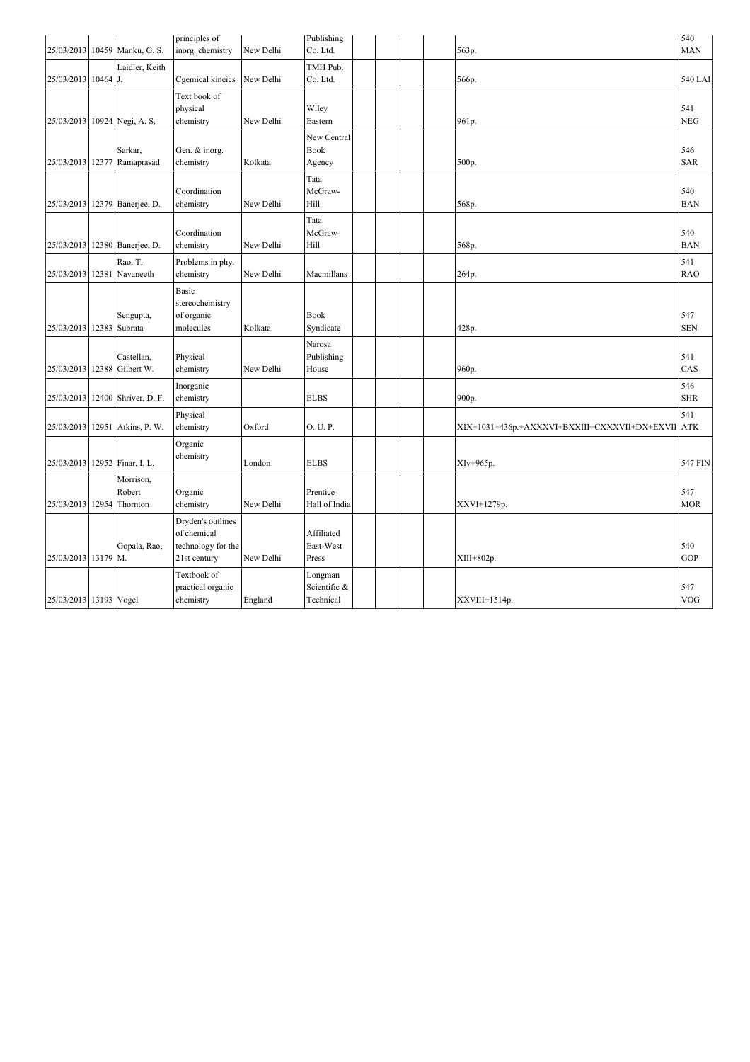| | | | | | | | | | | | |
|---|---|---|---|---|---|---|---|---|---|---|---|
| 25/03/2013 | 10459 | Manku, G. S. | principles of inorg. chemistry | New Delhi | Publishing Co. Ltd. | | | | | 563p. | 540 MAN |
| 25/03/2013 | 10464 | Laidler, Keith J. | Cgemical kineics | New Delhi | TMH Pub. Co. Ltd. | | | | | 566p. | 540 LAI |
| 25/03/2013 | 10924 | Negi, A. S. | Text book of physical chemistry | New Delhi | Wiley Eastern | | | | | 961p. | 541 NEG |
| 25/03/2013 | 12377 | Sarkar, Ramaprasad | Gen. & inorg. chemistry | Kolkata | New Central Book Agency | | | | | 500p. | 546 SAR |
| 25/03/2013 | 12379 | Banerjee, D. | Coordination chemistry | New Delhi | Tata McGraw-Hill | | | | | 568p. | 540 BAN |
| 25/03/2013 | 12380 | Banerjee, D. | Coordination chemistry | New Delhi | Tata McGraw-Hill | | | | | 568p. | 540 BAN |
| 25/03/2013 | 12381 | Rao, T. Navaneeth | Problems in phy. chemistry | New Delhi | Macmillans | | | | | 264p. | 541 RAO |
| 25/03/2013 | 12383 | Sengupta, Subrata | Basic stereochemistry of organic molecules | Kolkata | Book Syndicate | | | | | 428p. | 547 SEN |
| 25/03/2013 | 12388 | Castellan, Gilbert W. | Physical chemistry | New Delhi | Narosa Publishing House | | | | | 960p. | 541 CAS |
| 25/03/2013 | 12400 | Shriver, D. F. | Inorganic chemistry | | ELBS | | | | | 900p. | 546 SHR |
| 25/03/2013 | 12951 | Atkins, P. W. | Physical chemistry | Oxford | O. U. P. | | | | | XIX+1031+436p.+AXXXVI+BXXIII+CXXXVII+DX+EXVII | 541 ATK |
| 25/03/2013 | 12952 | Finar, I. L. | Organic chemistry | London | ELBS | | | | | XIv+965p. | 547 FIN |
| 25/03/2013 | 12954 | Morrison, Robert Thornton | Organic chemistry | New Delhi | Prentice-Hall of India | | | | | XXVI+1279p. | 547 MOR |
| 25/03/2013 | 13179 | Gopala, Rao, M. | Dryden's outlines of chemical technology for the 21st century | New Delhi | Affiliated East-West Press | | | | | XIII+802p. | 540 GOP |
| 25/03/2013 | 13193 | Vogel | Textbook of practical organic chemistry | England | Longman Scientific & Technical | | | | | XXVIII+1514p. | 547 VOG |